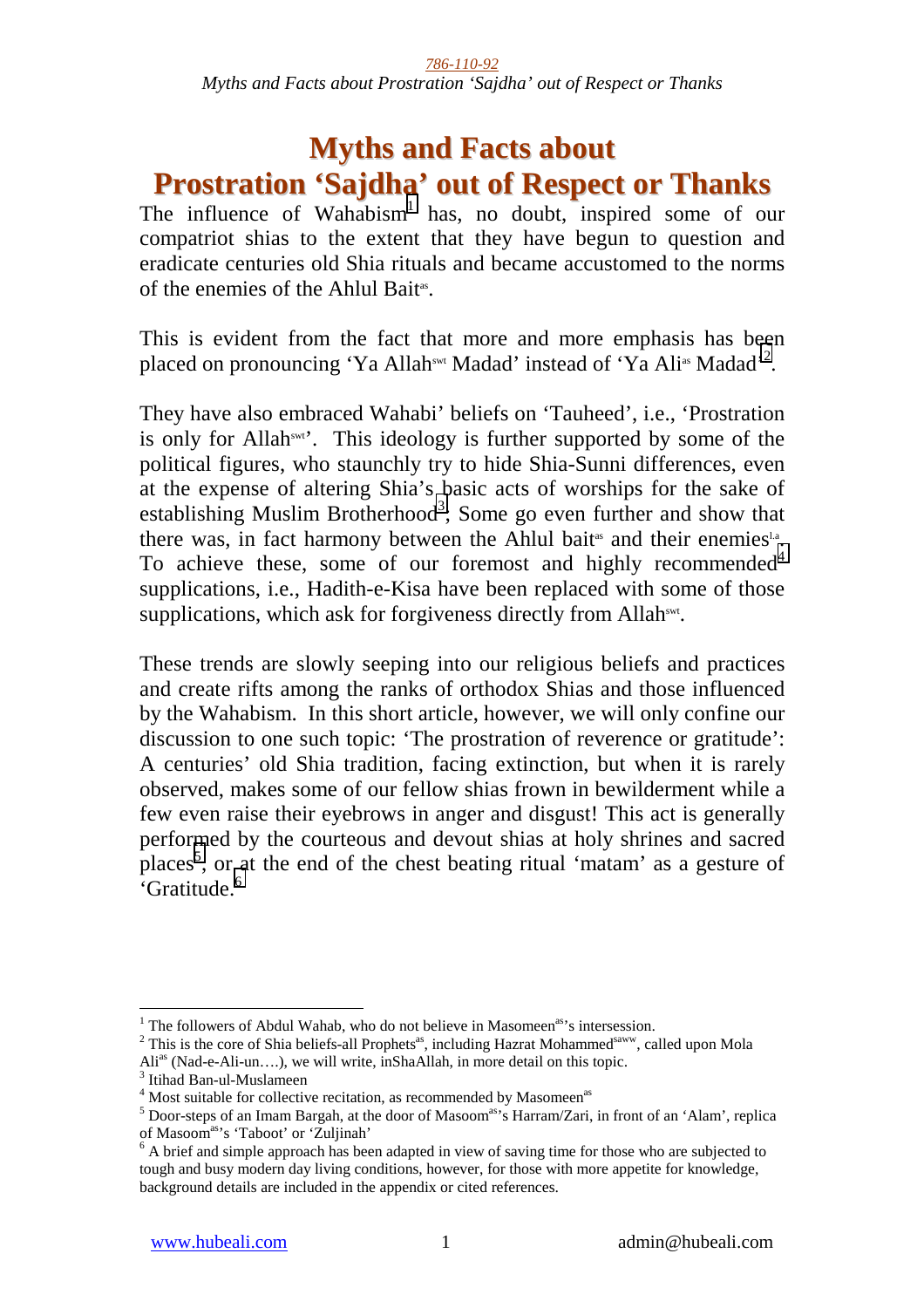# Myths and Facts about Prostration 'Sajdha' out of Respect or Thanks

The influence of Wahabism[1] has, no doubt, inspired some of our compatriot shias to the extent that they have begun to question and eradicate centuries old Shia rituals and became accustomed to the norms of the enemies of the Ahlul Bait[as].

This is evident from the fact that more and more emphasis has been placed on pronouncing 'Ya Allah[swt] Madad' instead of 'Ya Ali[as] Madad'[2].

They have also embraced Wahabi' beliefs on 'Tauheed', i.e., 'Prostration is only for Allah[swt]'. This ideology is further supported by some of the political figures, who staunchly try to hide Shia-Sunni differences, even at the expense of altering Shia's basic acts of worships for the sake of establishing Muslim Brotherhood[3]; Some go even further and show that there was, in fact harmony between the Ahlul bait[as] and their enemies[l.a]. To achieve these, some of our foremost and highly recommended[4] supplications, i.e., Hadith-e-Kisa have been replaced with some of those supplications, which ask for forgiveness directly from Allah[swt].

These trends are slowly seeping into our religious beliefs and practices and create rifts among the ranks of orthodox Shias and those influenced by the Wahabism. In this short article, however, we will only confine our discussion to one such topic: 'The prostration of reverence or gratitude': A centuries' old Shia tradition, facing extinction, but when it is rarely observed, makes some of our fellow shias frown in bewilderment while a few even raise their eyebrows in anger and disgust! This act is generally performed by the courteous and devout shias at holy shrines and sacred places[5], or at the end of the chest beating ritual 'matam' as a gesture of 'Gratitude.'[6]

---

[1] The followers of Abdul Wahab, who do not believe in Masomeen[as]'s intersession.

[2] This is the core of Shia beliefs-all Prophets[as], including Hazrat Mohammed[saww], called upon Mola Ali[as] (Nad-e-Ali-un….), we will write, inShaAllah, in more detail on this topic.

[3] Itihad Ban-ul-Muslameen

[4] Most suitable for collective recitation, as recommended by Masomeen[as]

[5] Door-steps of an Imam Bargah, at the door of Masoom[as]'s Harram/Zari, in front of an 'Alam', replica of Masoom[as]'s 'Taboot' or 'Zuljinah'

[6] A brief and simple approach has been adapted in view of saving time for those who are subjected to tough and busy modern day living conditions, however, for those with more appetite for knowledge, background details are included in the appendix or cited references.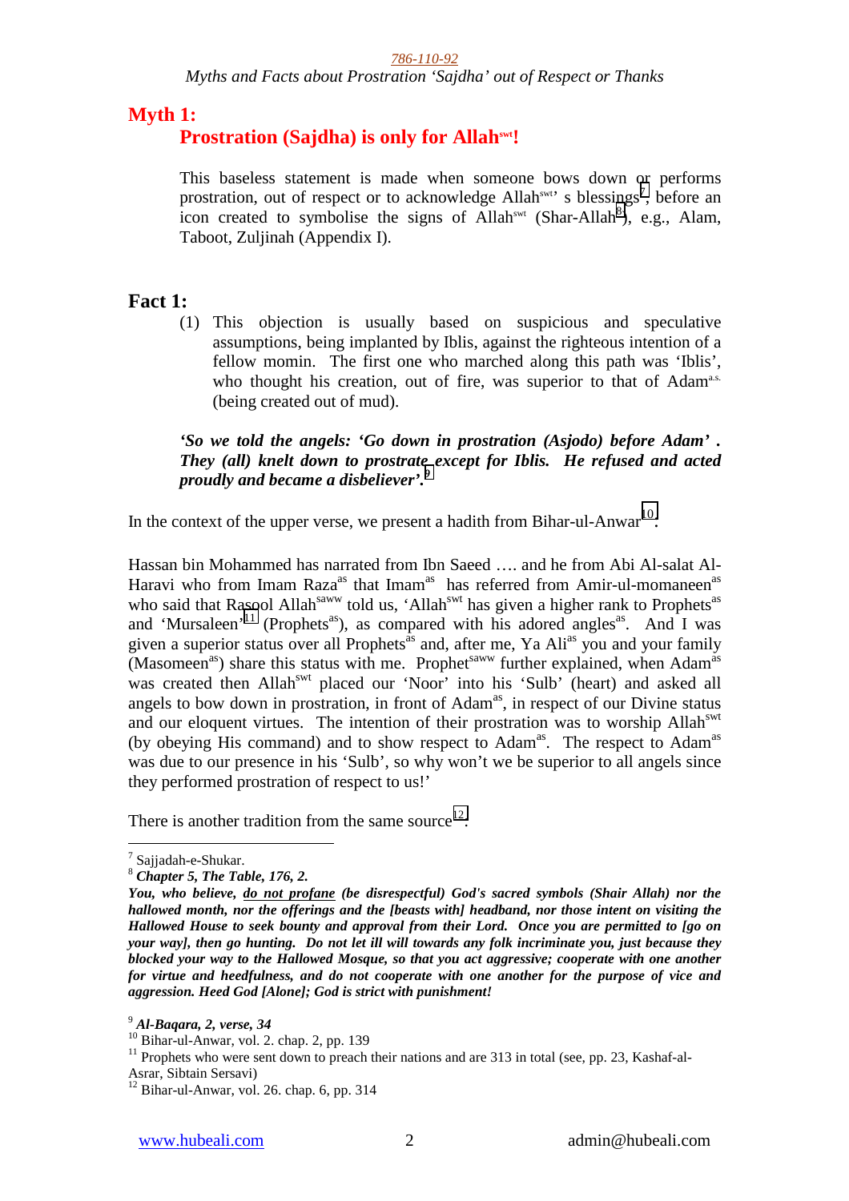## Myth 1:
### Prostration (Sajdha) is only for Allah[swt]!

This baseless statement is made when someone bows down or performs prostration, out of respect or to acknowledge Allah[swt]' s blessings[7], before an icon created to symbolise the signs of Allah[swt] (Shar-Allah[8]), e.g., Alam, Taboot, Zuljinah (Appendix I).

## Fact 1:

(1) This objection is usually based on suspicious and speculative assumptions, being implanted by Iblis, against the righteous intention of a fellow momin. The first one who marched along this path was 'Iblis', who thought his creation, out of fire, was superior to that of Adam[a.s.] (being created out of mud).

***'So we told the angels: 'Go down in prostration (Asjodo) before Adam' . They (all) knelt down to prostrate except for Iblis. He refused and acted proudly and became a disbeliever'.***[9]

In the context of the upper verse, we present a hadith from Bihar-ul-Anwar[10].

Hassan bin Mohammed has narrated from Ibn Saeed …. and he from Abi Al-salat Al-Haravi who from Imam Raza[as] that Imam[as] has referred from Amir-ul-momaneen[as] who said that Rasool Allah[saww] told us, 'Allah[swt] has given a higher rank to Prophets[as] and 'Mursaleen'[11] (Prophets[as]), as compared with his adored angles[as]. And I was given a superior status over all Prophets[as] and, after me, Ya Ali[as] you and your family (Masomeen[as]) share this status with me. Prophet[saww] further explained, when Adam[as] was created then Allah[swt] placed our 'Noor' into his 'Sulb' (heart) and asked all angels to bow down in prostration, in front of Adam[as], in respect of our Divine status and our eloquent virtues. The intention of their prostration was to worship Allah[swt] (by obeying His command) and to show respect to Adam[as]. The respect to Adam[as] was due to our presence in his 'Sulb', so why won't we be superior to all angels since they performed prostration of respect to us!'

There is another tradition from the same source[12].

---

[7] Sajjadah-e-Shukar.

[8] ***Chapter 5, The Table, 176, 2.***
***You, who believe, <u>do not profane</u> (be disrespectful) God's sacred symbols (Shair Allah) nor the hallowed month, nor the offerings and the [beasts with] headband, nor those intent on visiting the Hallowed House to seek bounty and approval from their Lord. Once you are permitted to [go on your way], then go hunting. Do not let ill will towards any folk incriminate you, just because they blocked your way to the Hallowed Mosque, so that you act aggressive; cooperate with one another for virtue and heedfulness, and do not cooperate with one another for the purpose of vice and aggression. Heed God [Alone]; God is strict with punishment!***

[9] ***Al-Baqara, 2, verse, 34***

[10] Bihar-ul-Anwar, vol. 2. chap. 2, pp. 139

[11] Prophets who were sent down to preach their nations and are 313 in total (see, pp. 23, Kashaf-al-Asrar, Sibtain Sersavi)

[12] Bihar-ul-Anwar, vol. 26. chap. 6, pp. 314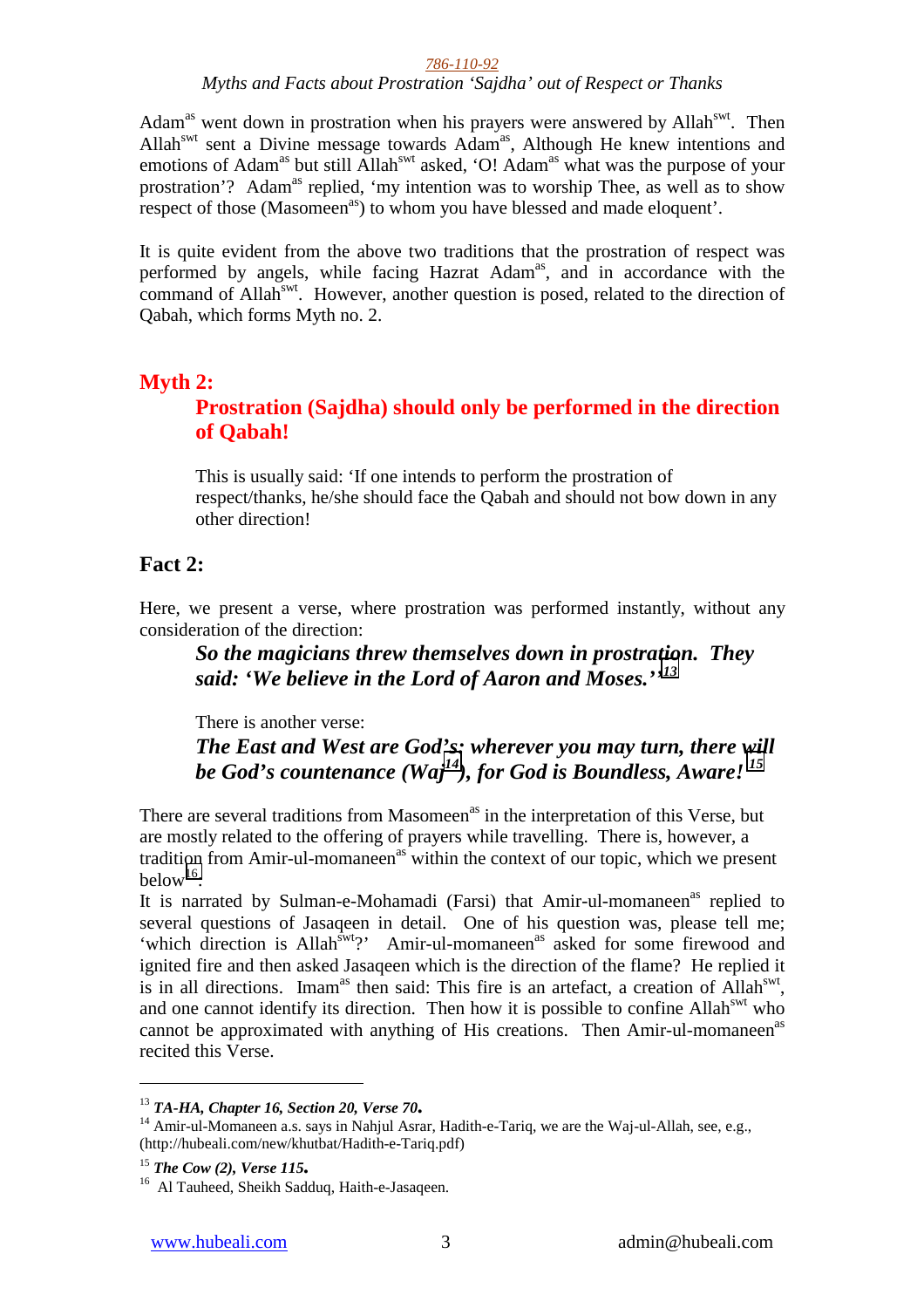Adam[as] went down in prostration when his prayers were answered by Allah[swt]. Then Allah[swt] sent a Divine message towards Adam[as], Although He knew intentions and emotions of Adam[as] but still Allah[swt] asked, 'O! Adam[as] what was the purpose of your prostration'? Adam[as] replied, 'my intention was to worship Thee, as well as to show respect of those (Masomeen[as]) to whom you have blessed and made eloquent'.

It is quite evident from the above two traditions that the prostration of respect was performed by angels, while facing Hazrat Adam[as], and in accordance with the command of Allah[swt]. However, another question is posed, related to the direction of Qabah, which forms Myth no. 2.

## Myth 2:

### Prostration (Sajdha) should only be performed in the direction of Qabah!

> This is usually said: 'If one intends to perform the prostration of respect/thanks, he/she should face the Qabah and should not bow down in any other direction!

## Fact 2:

Here, we present a verse, where prostration was performed instantly, without any consideration of the direction:

> ***So the magicians threw themselves down in prostration. They said: 'We believe in the Lord of Aaron and Moses.''***[13]

> There is another verse:
>
> ***The East and West are God's; wherever you may turn, there will be God's countenance (Waj***[14]***), for God is Boundless, Aware!***[15]

There are several traditions from Masomeen[as] in the interpretation of this Verse, but are mostly related to the offering of prayers while travelling. There is, however, a tradition from Amir-ul-momaneen[as] within the context of our topic, which we present below[16]:

It is narrated by Sulman-e-Mohamadi (Farsi) that Amir-ul-momaneen[as] replied to several questions of Jasaqeen in detail. One of his question was, please tell me; 'which direction is Allah[swt]?' Amir-ul-momaneen[as] asked for some firewood and ignited fire and then asked Jasaqeen which is the direction of the flame? He replied it is in all directions. Imam[as] then said: This fire is an artefact, a creation of Allah[swt], and one cannot identify its direction. Then how it is possible to confine Allah[swt] who cannot be approximated with anything of His creations. Then Amir-ul-momaneen[as] recited this Verse.

---

[13] ***TA-HA, Chapter 16, Section 20, Verse 70.***

[14] Amir-ul-Momaneen a.s. says in Nahjul Asrar, Hadith-e-Tariq, we are the Waj-ul-Allah, see, e.g., (http://hubeali.com/new/khutbat/Hadith-e-Tariq.pdf)

[15] ***The Cow (2), Verse 115.***

[16] Al Tauheed, Sheikh Sadduq, Haith-e-Jasaqeen.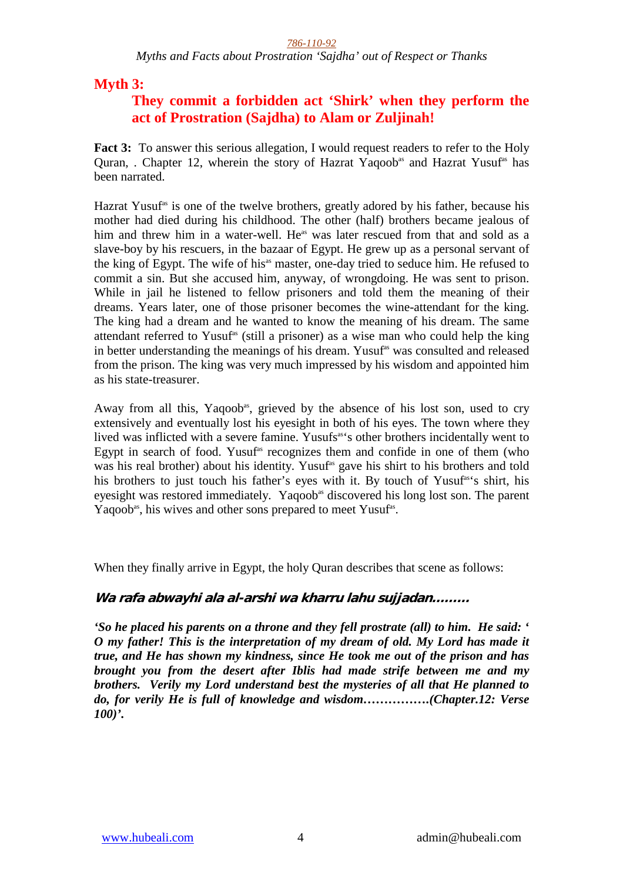## Myth 3:

### They commit a forbidden act 'Shirk' when they perform the act of Prostration (Sajdha) to Alam or Zuljinah!

**Fact 3:** To answer this serious allegation, I would request readers to refer to the Holy Quran, . Chapter 12, wherein the story of Hazrat Yaqoob[as] and Hazrat Yusuf[as] has been narrated.

Hazrat Yusuf[as] is one of the twelve brothers, greatly adored by his father, because his mother had died during his childhood. The other (half) brothers became jealous of him and threw him in a water-well. He[as] was later rescued from that and sold as a slave-boy by his rescuers, in the bazaar of Egypt. He grew up as a personal servant of the king of Egypt. The wife of his[as] master, one-day tried to seduce him. He refused to commit a sin. But she accused him, anyway, of wrongdoing. He was sent to prison. While in jail he listened to fellow prisoners and told them the meaning of their dreams. Years later, one of those prisoner becomes the wine-attendant for the king. The king had a dream and he wanted to know the meaning of his dream. The same attendant referred to Yusuf[as] (still a prisoner) as a wise man who could help the king in better understanding the meanings of his dream. Yusuf[as] was consulted and released from the prison. The king was very much impressed by his wisdom and appointed him as his state-treasurer.

Away from all this, Yaqoob[as], grieved by the absence of his lost son, used to cry extensively and eventually lost his eyesight in both of his eyes. The town where they lived was inflicted with a severe famine. Yusufs[as]'s other brothers incidentally went to Egypt in search of food. Yusuf[as] recognizes them and confide in one of them (who was his real brother) about his identity. Yusuf[as] gave his shirt to his brothers and told his brothers to just touch his father's eyes with it. By touch of Yusuf[as]'s shirt, his eyesight was restored immediately. Yaqoob[as] discovered his long lost son. The parent Yaqoob[as], his wives and other sons prepared to meet Yusuf[as].

When they finally arrive in Egypt, the holy Quran describes that scene as follows:

***Wa rafa abwayhi ala al-arshi wa kharru lahu sujjadan………***

***'So he placed his parents on a throne and they fell prostrate (all) to him. He said: ' O my father! This is the interpretation of my dream of old. My Lord has made it true, and He has shown my kindness, since He took me out of the prison and has brought you from the desert after Iblis had made strife between me and my brothers. Verily my Lord understand best the mysteries of all that He planned to do, for verily He is full of knowledge and wisdom…………….(Chapter.12: Verse 100)'.***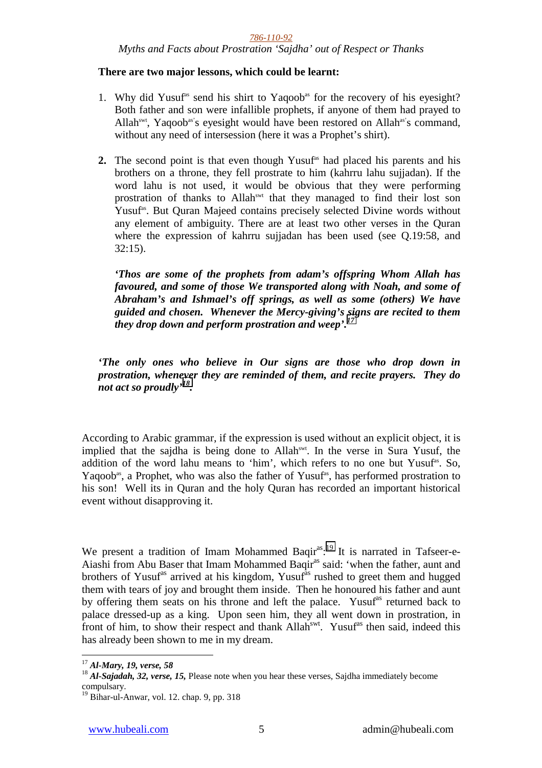**There are two major lessons, which could be learnt:**

1. Why did Yusuf[as] send his shirt to Yaqoob[as] for the recovery of his eyesight? Both father and son were infallible prophets, if anyone of them had prayed to Allah[swt], Yaqoob[as]'s eyesight would have been restored on Allah[as]'s command, without any need of intersession (here it was a Prophet's shirt).

2. The second point is that even though Yusuf[as] had placed his parents and his brothers on a throne, they fell prostrate to him (kahrru lahu sujjadan). If the word lahu is not used, it would be obvious that they were performing prostration of thanks to Allah[swt] that they managed to find their lost son Yusuf[as]. But Quran Majeed contains precisely selected Divine words without any element of ambiguity. There are at least two other verses in the Quran where the expression of kahrru sujjadan has been used (see Q.19:58, and 32:15).

   ***'Thos are some of the prophets from adam's offspring Whom Allah has favoured, and some of those We transported along with Noah, and some of Abraham's and Ishmael's off springs, as well as some (others) We have guided and chosen. Whenever the Mercy-giving's signs are recited to them they drop down and perform prostration and weep'.***[17]

***'The only ones who believe in Our signs are those who drop down in prostration, whenever they are reminded of them, and recite prayers. They do not act so proudly'***[18]***.***

According to Arabic grammar, if the expression is used without an explicit object, it is implied that the sajdha is being done to Allah[swt]. In the verse in Sura Yusuf, the addition of the word lahu means to 'him', which refers to no one but Yusuf[as]. So, Yaqoob[as], a Prophet, who was also the father of Yusuf[as], has performed prostration to his son! Well its in Quran and the holy Quran has recorded an important historical event without disapproving it.

We present a tradition of Imam Mohammed Baqir[as].[19] It is narrated in Tafseer-e-Aiashi from Abu Baser that Imam Mohammed Baqir[as] said: 'when the father, aunt and brothers of Yusuf[as] arrived at his kingdom, Yusuf[as] rushed to greet them and hugged them with tears of joy and brought them inside. Then he honoured his father and aunt by offering them seats on his throne and left the palace. Yusuf[as] returned back to palace dressed-up as a king. Upon seen him, they all went down in prostration, in front of him, to show their respect and thank Allah[swt]. Yusuf[as] then said, indeed this has already been shown to me in my dream.

---

[17] ***Al-Mary, 19, verse, 58***

[18] ***Al-Sajadah, 32, verse, 15,*** Please note when you hear these verses, Sajdha immediately become compulsary.

[19] Bihar-ul-Anwar, vol. 12. chap. 9, pp. 318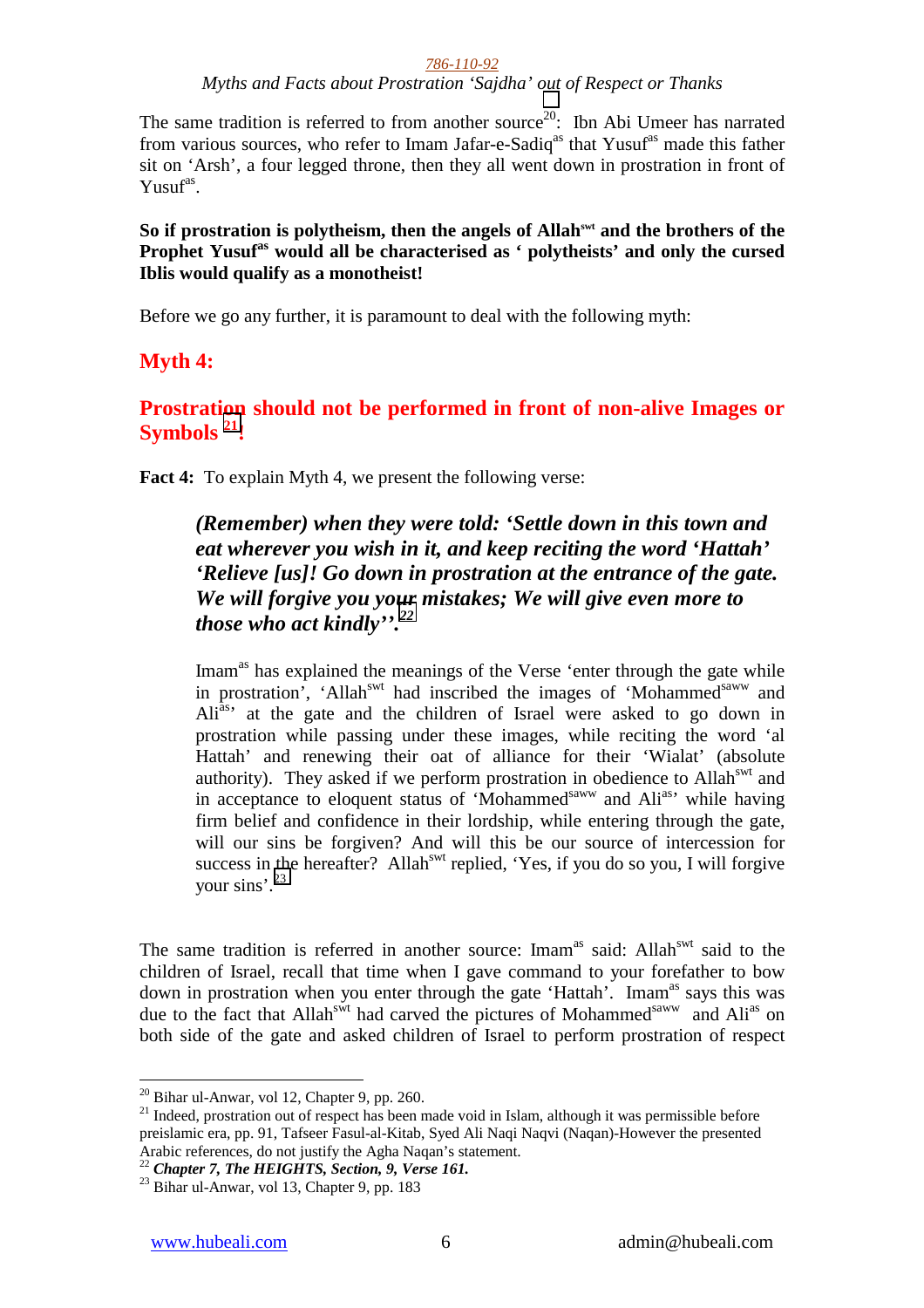The same tradition is referred to from another source[20]: Ibn Abi Umeer has narrated from various sources, who refer to Imam Jafar-e-Sadiq[as] that Yusuf[as] made this father sit on 'Arsh', a four legged throne, then they all went down in prostration in front of Yusuf[as].

**So if prostration is polytheism, then the angels of Allah[swt] and the brothers of the Prophet Yusuf[as] would all be characterised as ' polytheists' and only the cursed Iblis would qualify as a monotheist!**

Before we go any further, it is paramount to deal with the following myth:

## Myth 4:

## Prostration should not be performed in front of non-alive Images or Symbols [21]!

**Fact 4:** To explain Myth 4, we present the following verse:

> ***(Remember) when they were told: 'Settle down in this town and eat wherever you wish in it, and keep reciting the word 'Hattah' 'Relieve [us]! Go down in prostration at the entrance of the gate. We will forgive you your mistakes; We will give even more to those who act kindly''.*** [22]
>
> Imam[as] has explained the meanings of the Verse 'enter through the gate while in prostration', 'Allah[swt] had inscribed the images of 'Mohammed[saww] and Ali[as]' at the gate and the children of Israel were asked to go down in prostration while passing under these images, while reciting the word 'al Hattah' and renewing their oat of alliance for their 'Wialat' (absolute authority). They asked if we perform prostration in obedience to Allah[swt] and in acceptance to eloquent status of 'Mohammed[saww] and Ali[as]' while having firm belief and confidence in their lordship, while entering through the gate, will our sins be forgiven? And will this be our source of intercession for success in the hereafter? Allah[swt] replied, 'Yes, if you do so you, I will forgive your sins'.[23]

The same tradition is referred in another source: Imam[as] said: Allah[swt] said to the children of Israel, recall that time when I gave command to your forefather to bow down in prostration when you enter through the gate 'Hattah'. Imam[as] says this was due to the fact that Allah[swt] had carved the pictures of Mohammed[saww] and Ali[as] on both side of the gate and asked children of Israel to perform prostration of respect

---

[20] Bihar ul-Anwar, vol 12, Chapter 9, pp. 260.

[21] Indeed, prostration out of respect has been made void in Islam, although it was permissible before preislamic era, pp. 91, Tafseer Fasul-al-Kitab, Syed Ali Naqi Naqvi (Naqan)-However the presented Arabic references, do not justify the Agha Naqan's statement.

[22] ***Chapter 7, The HEIGHTS, Section, 9, Verse 161.***

[23] Bihar ul-Anwar, vol 13, Chapter 9, pp. 183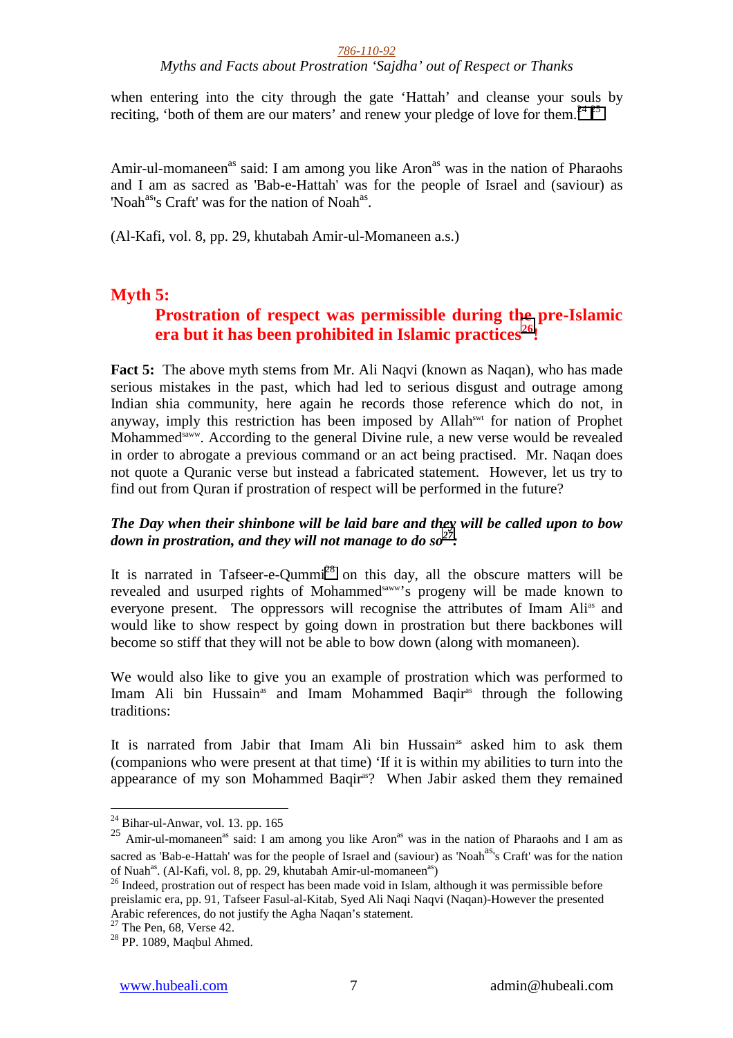when entering into the city through the gate 'Hattah' and cleanse your souls by reciting, 'both of them are our maters' and renew your pledge of love for them.[24] [25]

Amir-ul-momaneen[as] said: I am among you like Aron[as] was in the nation of Pharaohs and I am as sacred as 'Bab-e-Hattah' was for the people of Israel and (saviour) as 'Noah[as]'s Craft' was for the nation of Noah[as].

(Al-Kafi, vol. 8, pp. 29, khutabah Amir-ul-Momaneen a.s.)

## Myth 5:

### Prostration of respect was permissible during the pre-Islamic era but it has been prohibited in Islamic practices[26]!

**Fact 5:** The above myth stems from Mr. Ali Naqvi (known as Naqan), who has made serious mistakes in the past, which had led to serious disgust and outrage among Indian shia community, here again he records those reference which do not, in anyway, imply this restriction has been imposed by Allah[swt] for nation of Prophet Mohammed[saww]. According to the general Divine rule, a new verse would be revealed in order to abrogate a previous command or an act being practised. Mr. Naqan does not quote a Quranic verse but instead a fabricated statement. However, let us try to find out from Quran if prostration of respect will be performed in the future?

***The Day when their shinbone will be laid bare and they will be called upon to bow down in prostration, and they will not manage to do so[27].***

It is narrated in Tafseer-e-Qummi[28] on this day, all the obscure matters will be revealed and usurped rights of Mohammed[saww]'s progeny will be made known to everyone present. The oppressors will recognise the attributes of Imam Ali[as] and would like to show respect by going down in prostration but there backbones will become so stiff that they will not be able to bow down (along with momaneen).

We would also like to give you an example of prostration which was performed to Imam Ali bin Hussain[as] and Imam Mohammed Baqir[as] through the following traditions:

It is narrated from Jabir that Imam Ali bin Hussain[as] asked him to ask them (companions who were present at that time) 'If it is within my abilities to turn into the appearance of my son Mohammed Baqir[as]? When Jabir asked them they remained

---

[24] Bihar-ul-Anwar, vol. 13. pp. 165

[25] Amir-ul-momaneen[as] said: I am among you like Aron[as] was in the nation of Pharaohs and I am as sacred as 'Bab-e-Hattah' was for the people of Israel and (saviour) as 'Noah[as]'s Craft' was for the nation of Nuah[as]. (Al-Kafi, vol. 8, pp. 29, khutabah Amir-ul-momaneen[as])

[26] Indeed, prostration out of respect has been made void in Islam, although it was permissible before preislamic era, pp. 91, Tafseer Fasul-al-Kitab, Syed Ali Naqi Naqvi (Naqan)-However the presented Arabic references, do not justify the Agha Naqan's statement.

[27] The Pen, 68, Verse 42.

[28] PP. 1089, Maqbul Ahmed.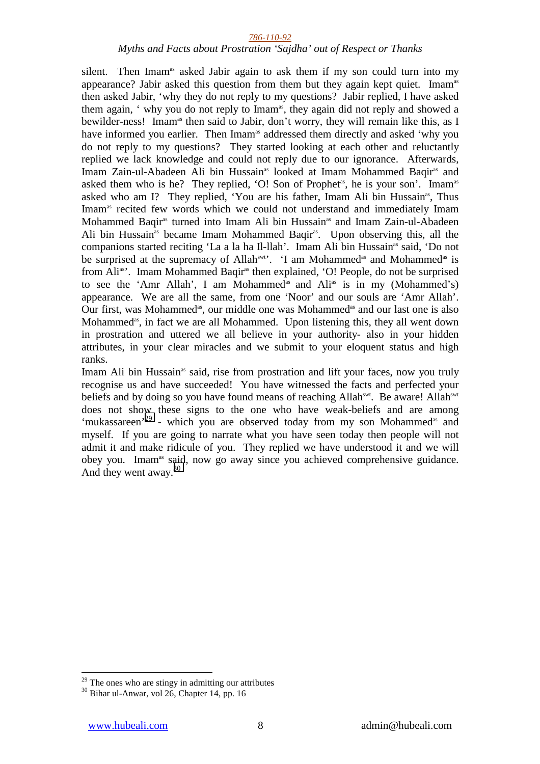silent. Then Imam[as] asked Jabir again to ask them if my son could turn into my appearance? Jabir asked this question from them but they again kept quiet. Imam[as] then asked Jabir, 'why they do not reply to my questions? Jabir replied, I have asked them again, ' why you do not reply to Imam[as], they again did not reply and showed a bewilder-ness! Imam[as] then said to Jabir, don't worry, they will remain like this, as I have informed you earlier. Then Imam[as] addressed them directly and asked 'why you do not reply to my questions? They started looking at each other and reluctantly replied we lack knowledge and could not reply due to our ignorance. Afterwards, Imam Zain-ul-Abadeen Ali bin Hussain[as] looked at Imam Mohammed Baqir[as] and asked them who is he? They replied, 'O! Son of Prophet[as], he is your son'. Imam[as] asked who am I? They replied, 'You are his father, Imam Ali bin Hussain[as], Thus Imam[as] recited few words which we could not understand and immediately Imam Mohammed Baqir[as] turned into Imam Ali bin Hussain[as] and Imam Zain-ul-Abadeen Ali bin Hussain[as] became Imam Mohammed Baqir[as]. Upon observing this, all the companions started reciting 'La a la ha Il-llah'. Imam Ali bin Hussain[as] said, 'Do not be surprised at the supremacy of Allah[swt]'. 'I am Mohammed[as] and Mohammed[as] is from Ali[as]'. Imam Mohammed Baqir[as] then explained, 'O! People, do not be surprised to see the 'Amr Allah', I am Mohammed[as] and Ali[as] is in my (Mohammed's) appearance. We are all the same, from one 'Noor' and our souls are 'Amr Allah'. Our first, was Mohammed[as], our middle one was Mohammed[as] and our last one is also Mohammed[as], in fact we are all Mohammed. Upon listening this, they all went down in prostration and uttered we all believe in your authority- also in your hidden attributes, in your clear miracles and we submit to your eloquent status and high ranks.

Imam Ali bin Hussain[as] said, rise from prostration and lift your faces, now you truly recognise us and have succeeded! You have witnessed the facts and perfected your beliefs and by doing so you have found means of reaching Allah[swt]. Be aware! Allah[swt] does not show these signs to the one who have weak-beliefs and are among 'mukassareen'[29] - which you are observed today from my son Mohammed[as] and myself. If you are going to narrate what you have seen today then people will not admit it and make ridicule of you. They replied we have understood it and we will obey you. Imam[as] said, now go away since you achieved comprehensive guidance. And they went away.[30]

[29] The ones who are stingy in admitting our attributes

[30] Bihar ul-Anwar, vol 26, Chapter 14, pp. 16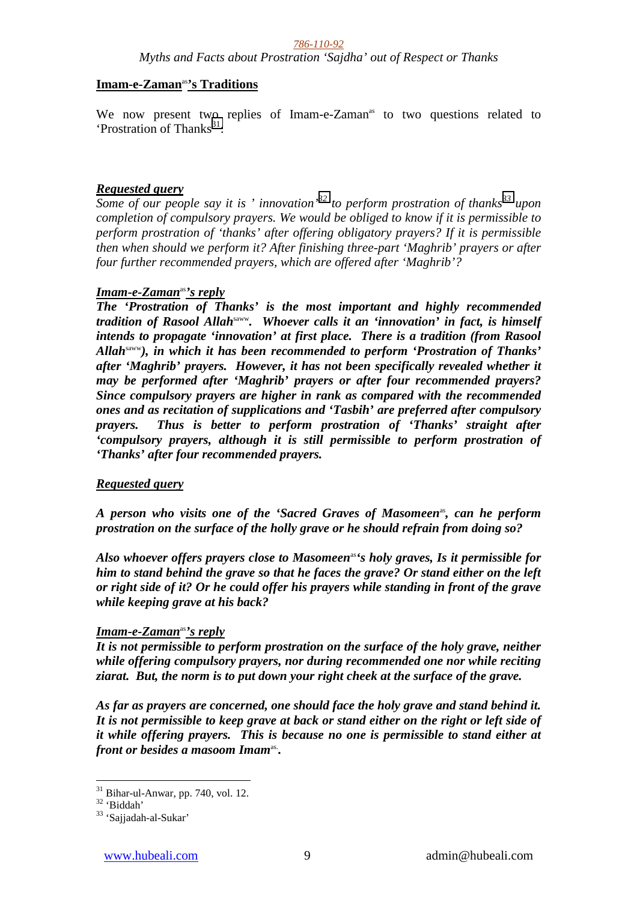## Imam-e-Zaman[as]'s Traditions

We now present two replies of Imam-e-Zaman[as] to two questions related to 'Prostration of Thanks[31]'.

***Requested query***

*Some of our people say it is ' innovation'[32] to perform prostration of thanks[33] upon completion of compulsory prayers. We would be obliged to know if it is permissible to perform prostration of 'thanks' after offering obligatory prayers? If it is permissible then when should we perform it? After finishing three-part 'Maghrib' prayers or after four further recommended prayers, which are offered after 'Maghrib'?*

***Imam-e-Zaman[as]'s reply***

***The 'Prostration of Thanks' is the most important and highly recommended tradition of Rasool Allah[saww]. Whoever calls it an 'innovation' in fact, is himself intends to propagate 'innovation' at first place. There is a tradition (from Rasool Allah[saww]), in which it has been recommended to perform 'Prostration of Thanks' after 'Maghrib' prayers. However, it has not been specifically revealed whether it may be performed after 'Maghrib' prayers or after four recommended prayers? Since compulsory prayers are higher in rank as compared with the recommended ones and as recitation of supplications and 'Tasbih' are preferred after compulsory prayers. Thus is better to perform prostration of 'Thanks' straight after 'compulsory prayers, although it is still permissible to perform prostration of 'Thanks' after four recommended prayers.***

***Requested query***

***A person who visits one of the 'Sacred Graves of Masomeen[as], can he perform prostration on the surface of the holly grave or he should refrain from doing so?***

***Also whoever offers prayers close to Masomeen[as]'s holy graves, Is it permissible for him to stand behind the grave so that he faces the grave? Or stand either on the left or right side of it? Or he could offer his prayers while standing in front of the grave while keeping grave at his back?***

***Imam-e-Zaman[as]'s reply***

***It is not permissible to perform prostration on the surface of the holy grave, neither while offering compulsory prayers, nor during recommended one nor while reciting ziarat. But, the norm is to put down your right cheek at the surface of the grave.***

***As far as prayers are concerned, one should face the holy grave and stand behind it. It is not permissible to keep grave at back or stand either on the right or left side of it while offering prayers. This is because no one is permissible to stand either at front or besides a masoom Imam[as].***

---

[31] Bihar-ul-Anwar, pp. 740, vol. 12.
[32] 'Biddah'
[33] 'Sajjadah-al-Sukar'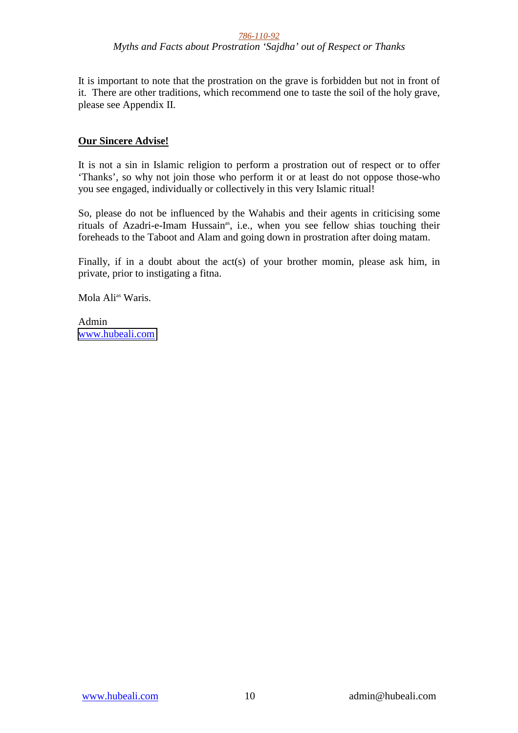It is important to note that the prostration on the grave is forbidden but not in front of it. There are other traditions, which recommend one to taste the soil of the holy grave, please see Appendix II.

## **Our Sincere Advise!**

It is not a sin in Islamic religion to perform a prostration out of respect or to offer 'Thanks', so why not join those who perform it or at least do not oppose those-who you see engaged, individually or collectively in this very Islamic ritual!

So, please do not be influenced by the Wahabis and their agents in criticising some rituals of Azadri-e-Imam Hussain[as], i.e., when you see fellow shias touching their foreheads to the Taboot and Alam and going down in prostration after doing matam.

Finally, if in a doubt about the act(s) of your brother momin, please ask him, in private, prior to instigating a fitna.

Mola Ali[as] Waris.

Admin
www.hubeali.com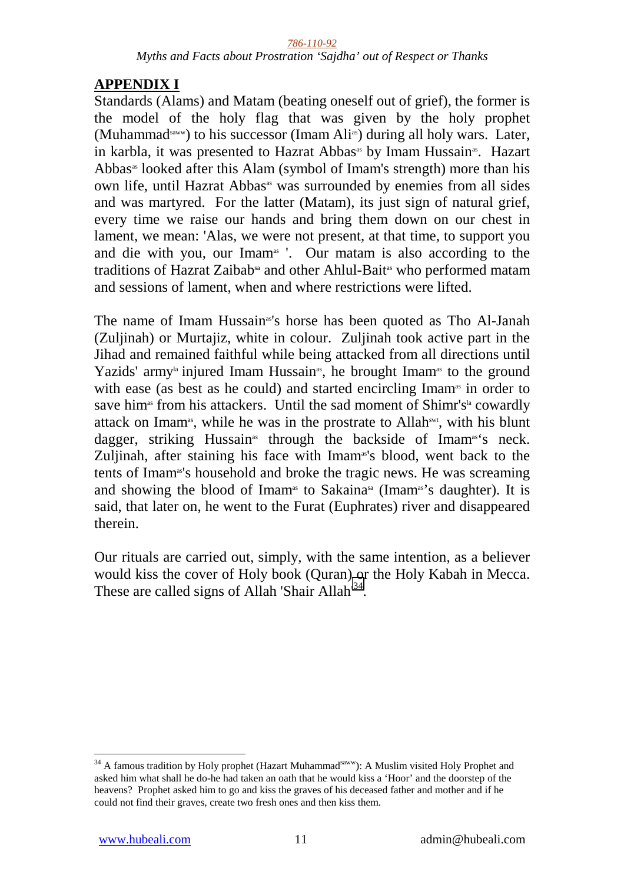## APPENDIX I

Standards (Alams) and Matam (beating oneself out of grief), the former is the model of the holy flag that was given by the holy prophet (Muhammad[saww]) to his successor (Imam Ali[as]) during all holy wars. Later, in karbla, it was presented to Hazrat Abbas[as] by Imam Hussain[as]. Hazart Abbas[as] looked after this Alam (symbol of Imam's strength) more than his own life, until Hazrat Abbas[as] was surrounded by enemies from all sides and was martyred. For the latter (Matam), its just sign of natural grief, every time we raise our hands and bring them down on our chest in lament, we mean: 'Alas, we were not present, at that time, to support you and die with you, our Imam[as] '. Our matam is also according to the traditions of Hazrat Zaibab[sa] and other Ahlul-Bait[as] who performed matam and sessions of lament, when and where restrictions were lifted.

The name of Imam Hussain[as]'s horse has been quoted as Tho Al-Janah (Zuljinah) or Murtajiz, white in colour. Zuljinah took active part in the Jihad and remained faithful while being attacked from all directions until Yazids' army[la] injured Imam Hussain[as], he brought Imam[as] to the ground with ease (as best as he could) and started encircling Imam[as] in order to save him[as] from his attackers. Until the sad moment of Shimr's[la] cowardly attack on Imam[as], while he was in the prostrate to Allah[swt], with his blunt dagger, striking Hussain[as] through the backside of Imam[as]'s neck. Zuljinah, after staining his face with Imam[as]'s blood, went back to the tents of Imam[as]'s household and broke the tragic news. He was screaming and showing the blood of Imam[as] to Sakaina[sa] (Imam[as]'s daughter). It is said, that later on, he went to the Furat (Euphrates) river and disappeared therein.

Our rituals are carried out, simply, with the same intention, as a believer would kiss the cover of Holy book (Quran) or the Holy Kabah in Mecca. These are called signs of Allah 'Shair Allah'[34].

---

[34] A famous tradition by Holy prophet (Hazart Muhammad[saww]): A Muslim visited Holy Prophet and asked him what shall he do-he had taken an oath that he would kiss a 'Hoor' and the doorstep of the heavens? Prophet asked him to go and kiss the graves of his deceased father and mother and if he could not find their graves, create two fresh ones and then kiss them.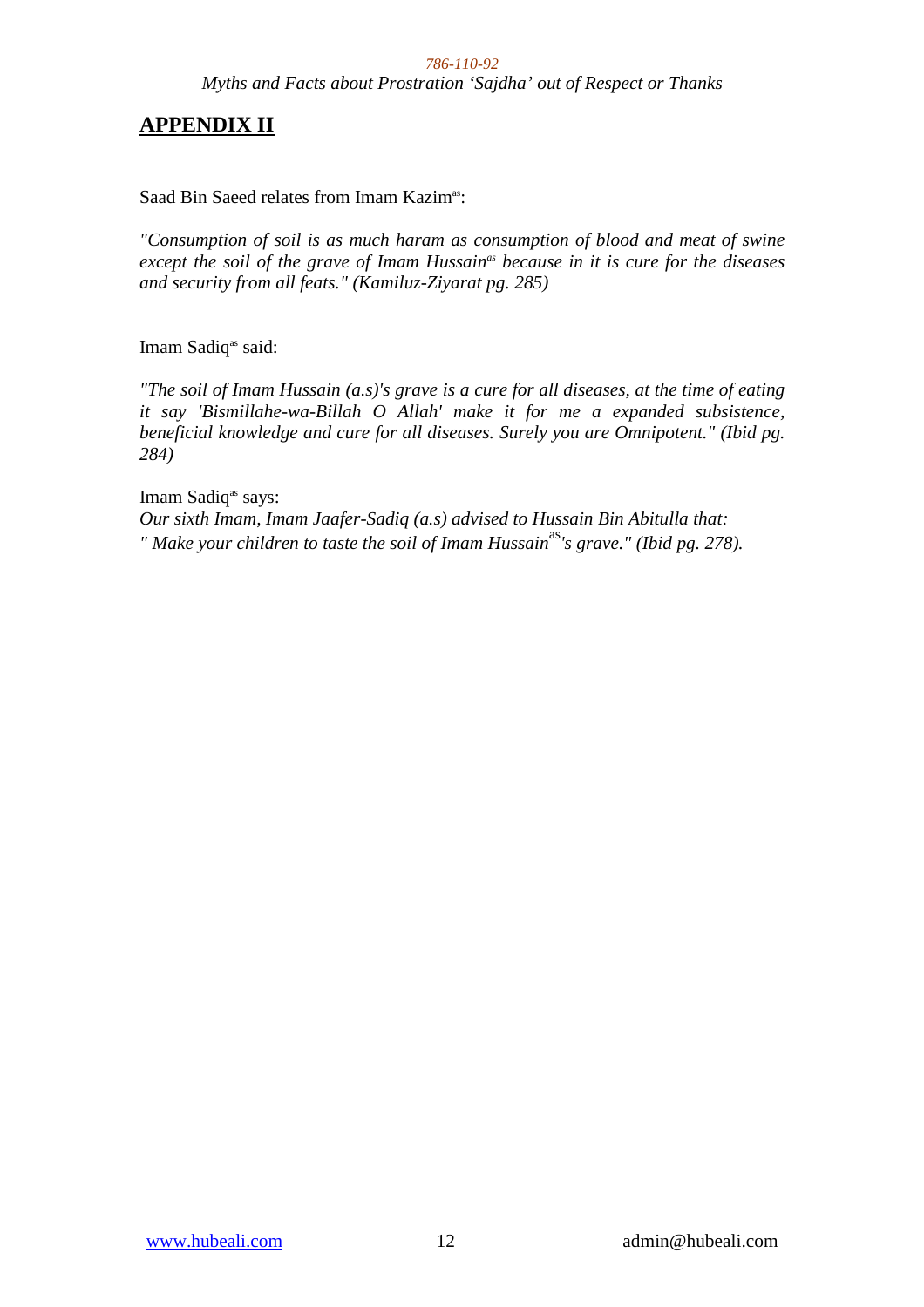## APPENDIX II

Saad Bin Saeed relates from Imam Kazim[as]:

*"Consumption of soil is as much haram as consumption of blood and meat of swine except the soil of the grave of Imam Hussain[as] because in it is cure for the diseases and security from all feats." (Kamiluz-Ziyarat pg. 285)*

Imam Sadiq[as] said:

*"The soil of Imam Hussain (a.s)'s grave is a cure for all diseases, at the time of eating it say 'Bismillahe-wa-Billah O Allah' make it for me a expanded subsistence, beneficial knowledge and cure for all diseases. Surely you are Omnipotent." (Ibid pg. 284)*

Imam Sadiq[as] says:
*Our sixth Imam, Imam Jaafer-Sadiq (a.s) advised to Hussain Bin Abitulla that:*
*" Make your children to taste the soil of Imam Hussain[as]'s grave." (Ibid pg. 278).*